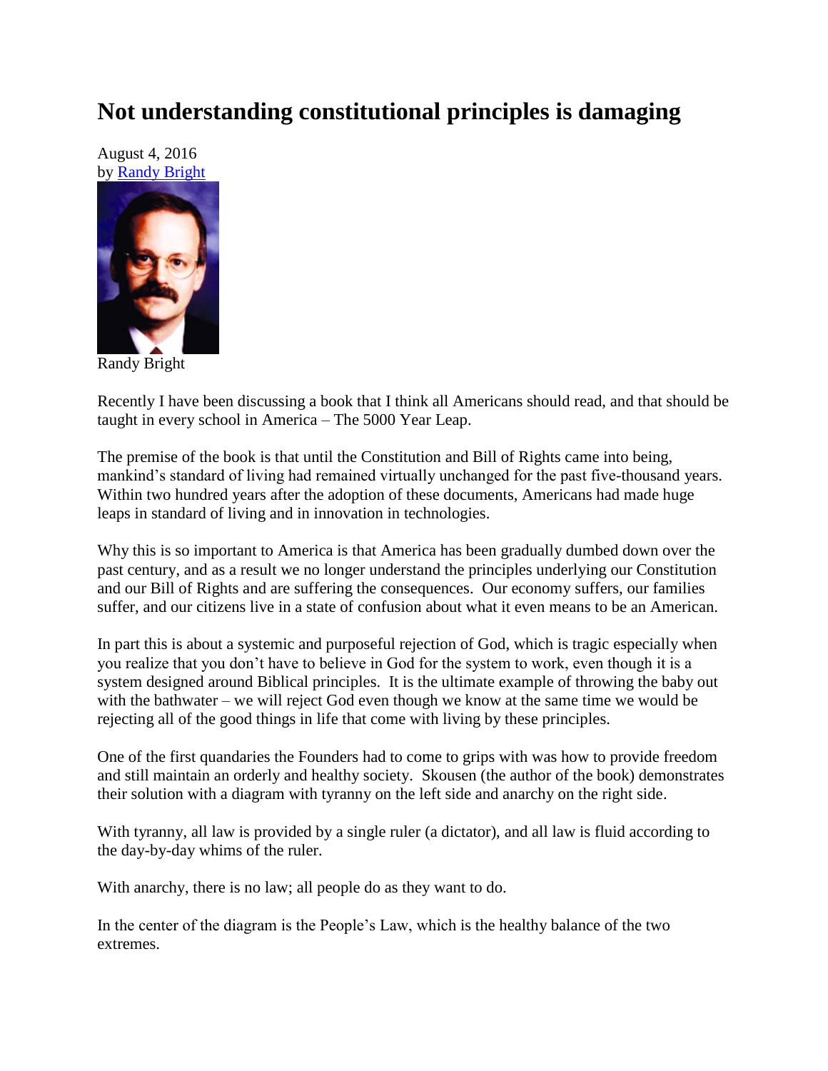# Not understanding constitutional principles is damaging

August 4, 2016
by [Randy Bright](#)

Randy Bright

Recently I have been discussing a book that I think all Americans should read, and that should be taught in every school in America – The 5000 Year Leap.

The premise of the book is that until the Constitution and Bill of Rights came into being, mankind's standard of living had remained virtually unchanged for the past five-thousand years. Within two hundred years after the adoption of these documents, Americans had made huge leaps in standard of living and in innovation in technologies.

Why this is so important to America is that America has been gradually dumbed down over the past century, and as a result we no longer understand the principles underlying our Constitution and our Bill of Rights and are suffering the consequences. Our economy suffers, our families suffer, and our citizens live in a state of confusion about what it even means to be an American.

In part this is about a systemic and purposeful rejection of God, which is tragic especially when you realize that you don't have to believe in God for the system to work, even though it is a system designed around Biblical principles. It is the ultimate example of throwing the baby out with the bathwater – we will reject God even though we know at the same time we would be rejecting all of the good things in life that come with living by these principles.

One of the first quandaries the Founders had to come to grips with was how to provide freedom and still maintain an orderly and healthy society. Skousen (the author of the book) demonstrates their solution with a diagram with tyranny on the left side and anarchy on the right side.

With tyranny, all law is provided by a single ruler (a dictator), and all law is fluid according to the day-by-day whims of the ruler.

With anarchy, there is no law; all people do as they want to do.

In the center of the diagram is the People's Law, which is the healthy balance of the two extremes.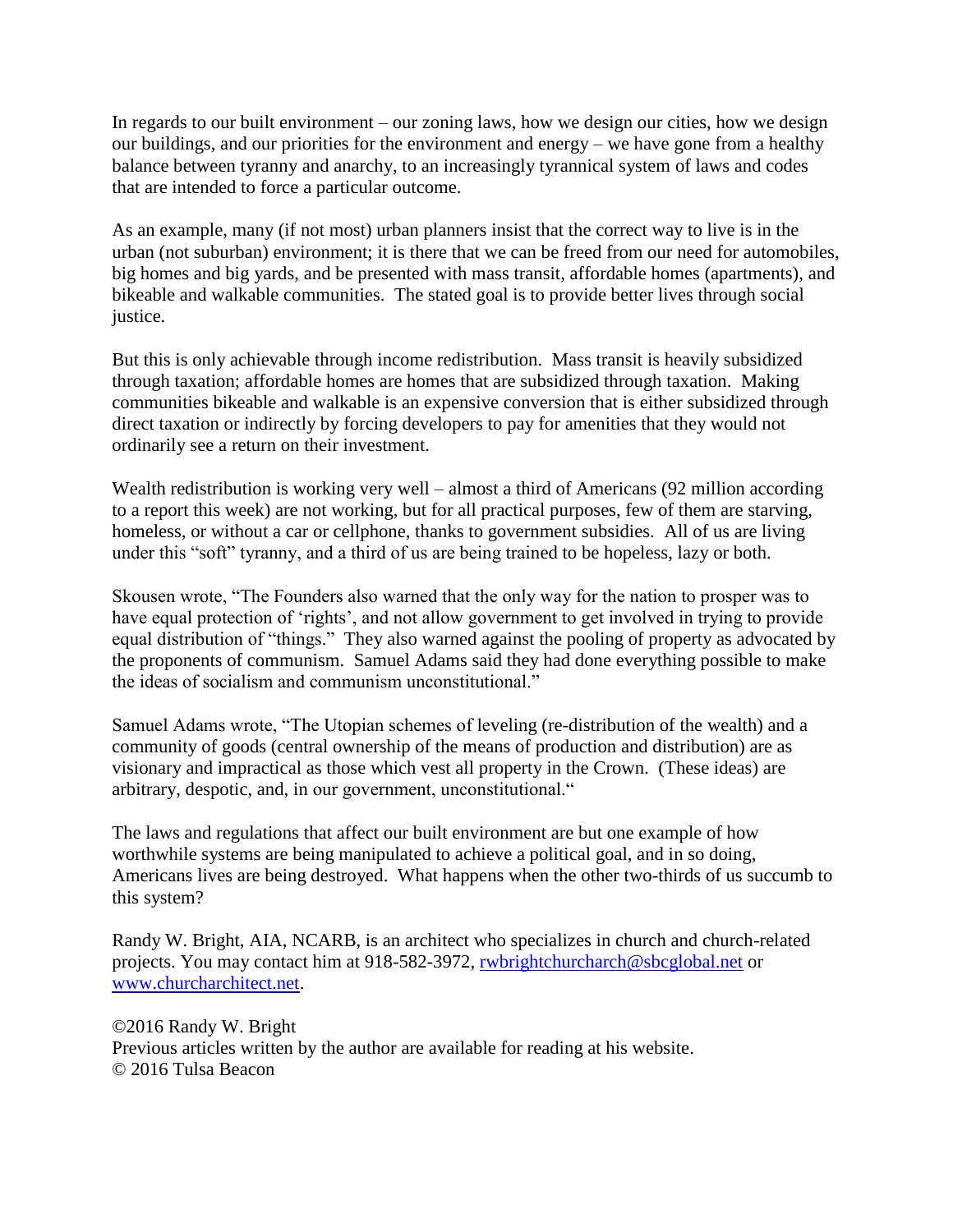In regards to our built environment – our zoning laws, how we design our cities, how we design our buildings, and our priorities for the environment and energy – we have gone from a healthy balance between tyranny and anarchy, to an increasingly tyrannical system of laws and codes that are intended to force a particular outcome.

As an example, many (if not most) urban planners insist that the correct way to live is in the urban (not suburban) environment; it is there that we can be freed from our need for automobiles, big homes and big yards, and be presented with mass transit, affordable homes (apartments), and bikeable and walkable communities. The stated goal is to provide better lives through social justice.

But this is only achievable through income redistribution. Mass transit is heavily subsidized through taxation; affordable homes are homes that are subsidized through taxation. Making communities bikeable and walkable is an expensive conversion that is either subsidized through direct taxation or indirectly by forcing developers to pay for amenities that they would not ordinarily see a return on their investment.

Wealth redistribution is working very well – almost a third of Americans (92 million according to a report this week) are not working, but for all practical purposes, few of them are starving, homeless, or without a car or cellphone, thanks to government subsidies. All of us are living under this "soft" tyranny, and a third of us are being trained to be hopeless, lazy or both.

Skousen wrote, "The Founders also warned that the only way for the nation to prosper was to have equal protection of 'rights', and not allow government to get involved in trying to provide equal distribution of "things." They also warned against the pooling of property as advocated by the proponents of communism. Samuel Adams said they had done everything possible to make the ideas of socialism and communism unconstitutional."

Samuel Adams wrote, "The Utopian schemes of leveling (re-distribution of the wealth) and a community of goods (central ownership of the means of production and distribution) are as visionary and impractical as those which vest all property in the Crown. (These ideas) are arbitrary, despotic, and, in our government, unconstitutional."

The laws and regulations that affect our built environment are but one example of how worthwhile systems are being manipulated to achieve a political goal, and in so doing, Americans lives are being destroyed. What happens when the other two-thirds of us succumb to this system?

Randy W. Bright, AIA, NCARB, is an architect who specializes in church and church-related projects. You may contact him at 918-582-3972, rwbrightchurcharch@sbcglobal.net or www.churcharchitect.net.

©2016 Randy W. Bright
Previous articles written by the author are available for reading at his website.
© 2016 Tulsa Beacon